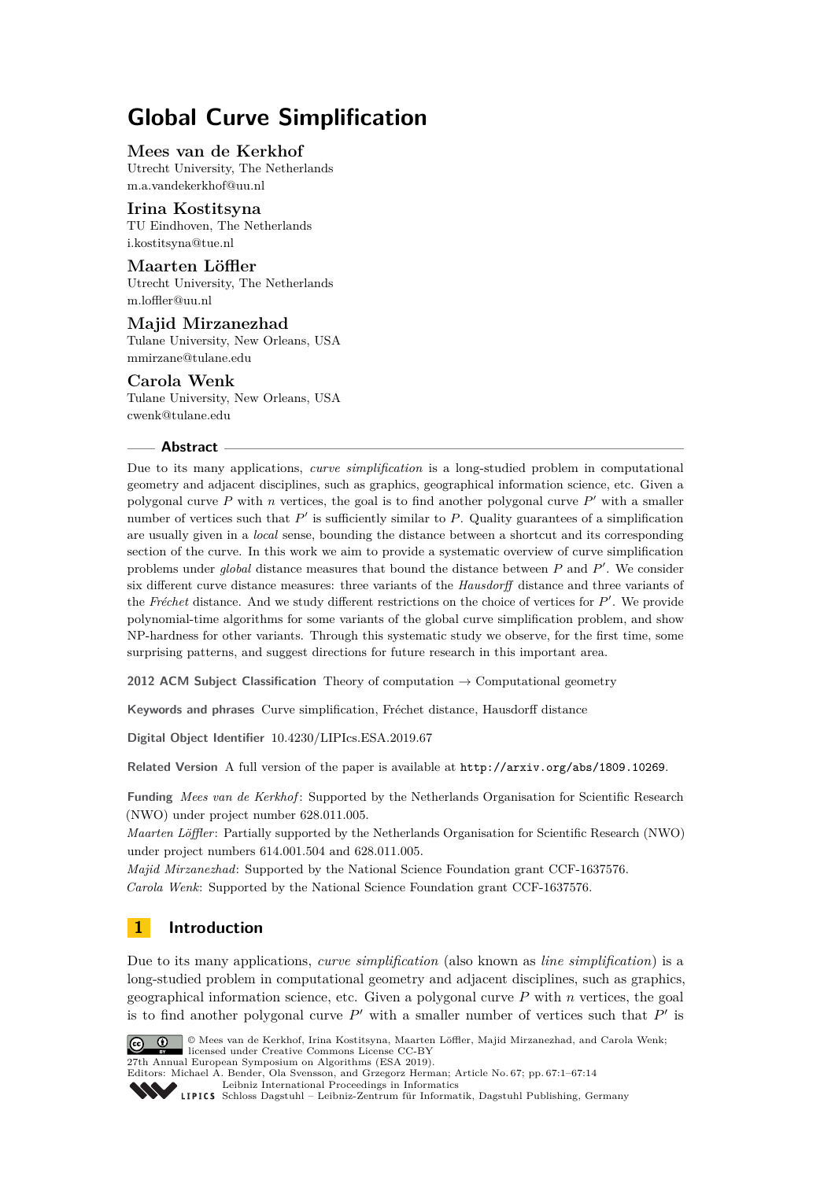# Global Curve Simplification

**Mees van de Kerkhof**
Utrecht University, The Netherlands
m.a.vandekerkhof@uu.nl

**Irina Kostitsyna**
TU Eindhoven, The Netherlands
i.kostitsyna@tue.nl

**Maarten Löffler**
Utrecht University, The Netherlands
m.loffler@uu.nl

**Majid Mirzanezhad**
Tulane University, New Orleans, USA
mmirzane@tulane.edu

**Carola Wenk**
Tulane University, New Orleans, USA
cwenk@tulane.edu

## Abstract

Due to its many applications, *curve simplification* is a long-studied problem in computational geometry and adjacent disciplines, such as graphics, geographical information science, etc. Given a polygonal curve $P$ with $n$ vertices, the goal is to find another polygonal curve $P'$ with a smaller number of vertices such that $P'$ is sufficiently similar to $P$. Quality guarantees of a simplification are usually given in a *local* sense, bounding the distance between a shortcut and its corresponding section of the curve. In this work we aim to provide a systematic overview of curve simplification problems under *global* distance measures that bound the distance between $P$ and $P'$. We consider six different curve distance measures: three variants of the *Hausdorff* distance and three variants of the *Fréchet* distance. And we study different restrictions on the choice of vertices for $P'$. We provide polynomial-time algorithms for some variants of the global curve simplification problem, and show NP-hardness for other variants. Through this systematic study we observe, for the first time, some surprising patterns, and suggest directions for future research in this important area.

**2012 ACM Subject Classification** Theory of computation → Computational geometry

**Keywords and phrases** Curve simplification, Fréchet distance, Hausdorff distance

**Digital Object Identifier** 10.4230/LIPIcs.ESA.2019.67

**Related Version** A full version of the paper is available at `http://arxiv.org/abs/1809.10269`.

**Funding** *Mees van de Kerkhof*: Supported by the Netherlands Organisation for Scientific Research (NWO) under project number 628.011.005.
*Maarten Löffler*: Partially supported by the Netherlands Organisation for Scientific Research (NWO) under project numbers 614.001.504 and 628.011.005.
*Majid Mirzanezhad*: Supported by the National Science Foundation grant CCF-1637576.
*Carola Wenk*: Supported by the National Science Foundation grant CCF-1637576.

## 1 Introduction

Due to its many applications, *curve simplification* (also known as *line simplification*) is a long-studied problem in computational geometry and adjacent disciplines, such as graphics, geographical information science, etc. Given a polygonal curve $P$ with $n$ vertices, the goal is to find another polygonal curve $P'$ with a smaller number of vertices such that $P'$ is

© Mees van de Kerkhof, Irina Kostitsyna, Maarten Löffler, Majid Mirzanezhad, and Carola Wenk; licensed under Creative Commons License CC-BY
27th Annual European Symposium on Algorithms (ESA 2019).
Editors: Michael A. Bender, Ola Svensson, and Grzegorz Herman; Article No. 67; pp. 67:1–67:14
Leibniz International Proceedings in Informatics
Schloss Dagstuhl – Leibniz-Zentrum für Informatik, Dagstuhl Publishing, Germany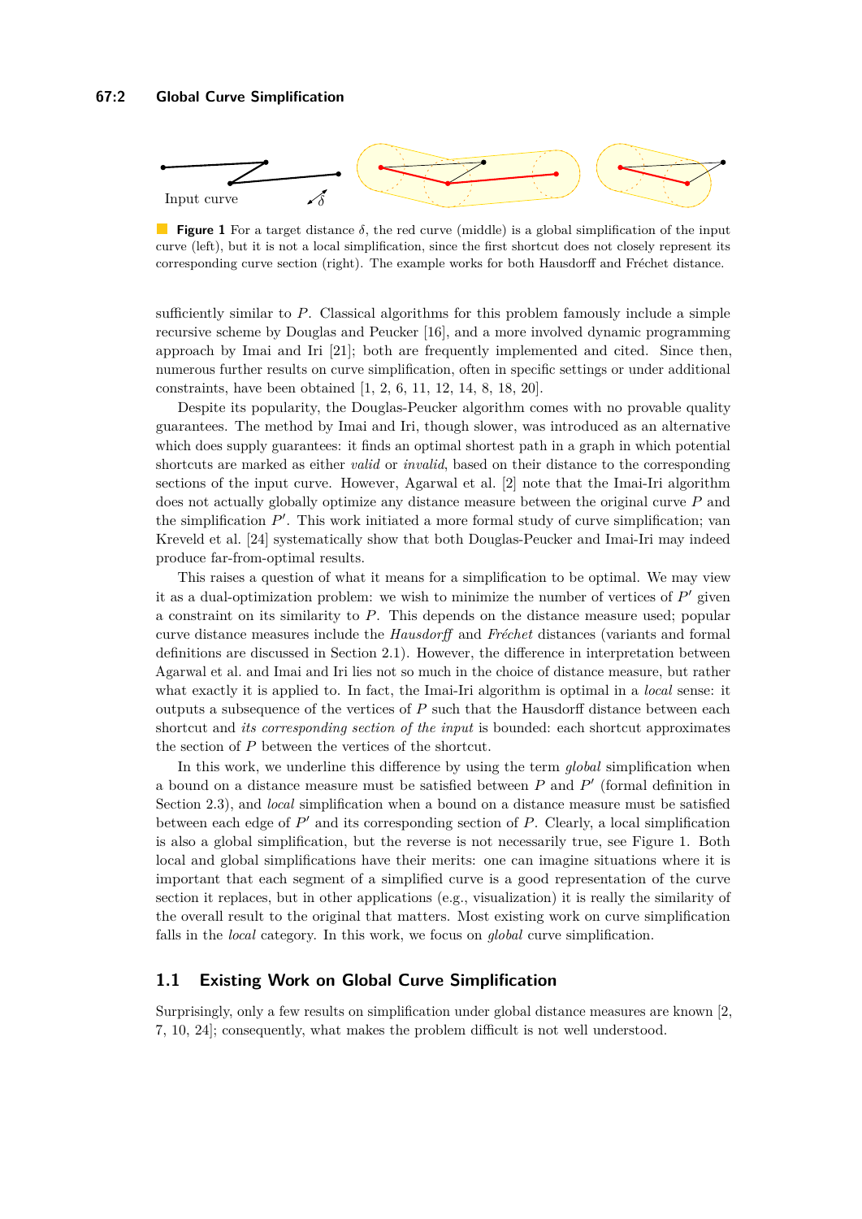**Figure 1** For a target distance $\delta$, the red curve (middle) is a global simplification of the input curve (left), but it is not a local simplification, since the first shortcut does not closely represent its corresponding curve section (right). The example works for both Hausdorff and Fréchet distance.

sufficiently similar to $P$. Classical algorithms for this problem famously include a simple recursive scheme by Douglas and Peucker [16], and a more involved dynamic programming approach by Imai and Iri [21]; both are frequently implemented and cited. Since then, numerous further results on curve simplification, often in specific settings or under additional constraints, have been obtained [1, 2, 6, 11, 12, 14, 8, 18, 20].

Despite its popularity, the Douglas-Peucker algorithm comes with no provable quality guarantees. The method by Imai and Iri, though slower, was introduced as an alternative which does supply guarantees: it finds an optimal shortest path in a graph in which potential shortcuts are marked as either *valid* or *invalid*, based on their distance to the corresponding sections of the input curve. However, Agarwal et al. [2] note that the Imai-Iri algorithm does not actually globally optimize any distance measure between the original curve $P$ and the simplification $P'$. This work initiated a more formal study of curve simplification; van Kreveld et al. [24] systematically show that both Douglas-Peucker and Imai-Iri may indeed produce far-from-optimal results.

This raises a question of what it means for a simplification to be optimal. We may view it as a dual-optimization problem: we wish to minimize the number of vertices of $P'$ given a constraint on its similarity to $P$. This depends on the distance measure used; popular curve distance measures include the *Hausdorff* and *Fréchet* distances (variants and formal definitions are discussed in Section 2.1). However, the difference in interpretation between Agarwal et al. and Imai and Iri lies not so much in the choice of distance measure, but rather what exactly it is applied to. In fact, the Imai-Iri algorithm is optimal in a *local* sense: it outputs a subsequence of the vertices of $P$ such that the Hausdorff distance between each shortcut and *its corresponding section of the input* is bounded: each shortcut approximates the section of $P$ between the vertices of the shortcut.

In this work, we underline this difference by using the term *global* simplification when a bound on a distance measure must be satisfied between $P$ and $P'$ (formal definition in Section 2.3), and *local* simplification when a bound on a distance measure must be satisfied between each edge of $P'$ and its corresponding section of $P$. Clearly, a local simplification is also a global simplification, but the reverse is not necessarily true, see Figure 1. Both local and global simplifications have their merits: one can imagine situations where it is important that each segment of a simplified curve is a good representation of the curve section it replaces, but in other applications (e.g., visualization) it is really the similarity of the overall result to the original that matters. Most existing work on curve simplification falls in the *local* category. In this work, we focus on *global* curve simplification.

## 1.1 Existing Work on Global Curve Simplification

Surprisingly, only a few results on simplification under global distance measures are known [2, 7, 10, 24]; consequently, what makes the problem difficult is not well understood.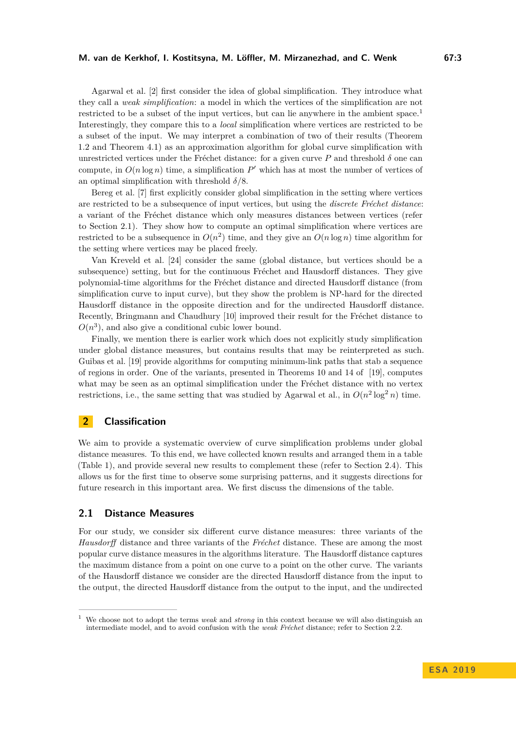Agarwal et al. [2] first consider the idea of global simplification. They introduce what they call a *weak simplification*: a model in which the vertices of the simplification are not restricted to be a subset of the input vertices, but can lie anywhere in the ambient space.[1] Interestingly, they compare this to a *local* simplification where vertices are restricted to be a subset of the input. We may interpret a combination of two of their results (Theorem 1.2 and Theorem 4.1) as an approximation algorithm for global curve simplification with unrestricted vertices under the Fréchet distance: for a given curve $P$ and threshold $\delta$ one can compute, in $O(n \log n)$ time, a simplification $P'$ which has at most the number of vertices of an optimal simplification with threshold $\delta/8$.

Bereg et al. [7] first explicitly consider global simplification in the setting where vertices are restricted to be a subsequence of input vertices, but using the *discrete Fréchet distance*: a variant of the Fréchet distance which only measures distances between vertices (refer to Section 2.1). They show how to compute an optimal simplification where vertices are restricted to be a subsequence in $O(n^2)$ time, and they give an $O(n \log n)$ time algorithm for the setting where vertices may be placed freely.

Van Kreveld et al. [24] consider the same (global distance, but vertices should be a subsequence) setting, but for the continuous Fréchet and Hausdorff distances. They give polynomial-time algorithms for the Fréchet distance and directed Hausdorff distance (from simplification curve to input curve), but they show the problem is NP-hard for the directed Hausdorff distance in the opposite direction and for the undirected Hausdorff distance. Recently, Bringmann and Chaudhury [10] improved their result for the Fréchet distance to $O(n^3)$, and also give a conditional cubic lower bound.

Finally, we mention there is earlier work which does not explicitly study simplification under global distance measures, but contains results that may be reinterpreted as such. Guibas et al. [19] provide algorithms for computing minimum-link paths that stab a sequence of regions in order. One of the variants, presented in Theorems 10 and 14 of [19], computes what may be seen as an optimal simplification under the Fréchet distance with no vertex restrictions, i.e., the same setting that was studied by Agarwal et al., in $O(n^2 \log^2 n)$ time.

## 2 Classification

We aim to provide a systematic overview of curve simplification problems under global distance measures. To this end, we have collected known results and arranged them in a table (Table 1), and provide several new results to complement these (refer to Section 2.4). This allows us for the first time to observe some surprising patterns, and it suggests directions for future research in this important area. We first discuss the dimensions of the table.

### 2.1 Distance Measures

For our study, we consider six different curve distance measures: three variants of the *Hausdorff* distance and three variants of the *Fréchet* distance. These are among the most popular curve distance measures in the algorithms literature. The Hausdorff distance captures the maximum distance from a point on one curve to a point on the other curve. The variants of the Hausdorff distance we consider are the directed Hausdorff distance from the input to the output, the directed Hausdorff distance from the output to the input, and the undirected

---

[1] We choose not to adopt the terms *weak* and *strong* in this context because we will also distinguish an intermediate model, and to avoid confusion with the *weak Fréchet* distance; refer to Section 2.2.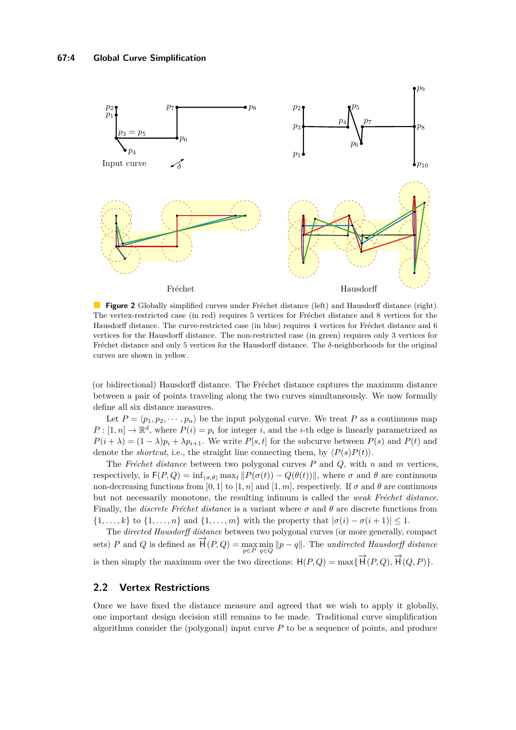**Figure 2** Globally simplified curves under Fréchet distance (left) and Hausdorff distance (right). The vertex-restricted case (in red) requires 5 vertices for Fréchet distance and 8 vertices for the Hausdorff distance. The curve-restricted case (in blue) requires 4 vertices for Fréchet distance and 6 vertices for the Hausdorff distance. The non-restricted case (in green) requires only 3 vertices for Fréchet distance and only 5 vertices for the Hausdorff distance. The $\delta$-neighborhoods for the original curves are shown in yellow.

(or bidirectional) Hausdorff distance. The Fréchet distance captures the maximum distance between a pair of points traveling along the two curves simultaneously. We now formally define all six distance measures.

Let $P = \langle p_1, p_2, \cdots, p_n \rangle$ be the input polygonal curve. We treat $P$ as a continuous map $P : [1, n] \to \mathbb{R}^d$, where $P(i) = p_i$ for integer $i$, and the $i$-th edge is linearly parametrized as $P(i + \lambda) = (1 - \lambda)p_i + \lambda p_{i+1}$. We write $P[s, t]$ for the subcurve between $P(s)$ and $P(t)$ and denote the *shortcut*, i.e., the straight line connecting them, by $\langle P(s)P(t) \rangle$.

The *Fréchet distance* between two polygonal curves $P$ and $Q$, with $n$ and $m$ vertices, respectively, is $\mathsf{F}(P, Q) = \inf_{(\sigma,\theta)} \max_t \|P(\sigma(t)) - Q(\theta(t))\|$, where $\sigma$ and $\theta$ are continuous non-decreasing functions from $[0, 1]$ to $[1, n]$ and $[1, m]$, respectively. If $\sigma$ and $\theta$ are continuous but not necessarily monotone, the resulting infimum is called the *weak Fréchet distance*. Finally, the *discrete Fréchet distance* is a variant where $\sigma$ and $\theta$ are discrete functions from $\{1, \ldots, k\}$ to $\{1, \ldots, n\}$ and $\{1, \ldots, m\}$ with the property that $|\sigma(i) - \sigma(i + 1)| \leq 1$.

The *directed Hausdorff distance* between two polygonal curves (or more generally, compact sets) $P$ and $Q$ is defined as $\overrightarrow{\mathsf{H}}(P, Q) = \max_{p \in P} \min_{q \in Q} \|p - q\|$. The *undirected Hausdorff distance* is then simply the maximum over the two directions: $\mathsf{H}(P, Q) = \max\{\overrightarrow{\mathsf{H}}(P, Q), \overrightarrow{\mathsf{H}}(Q, P)\}$.

## 2.2 Vertex Restrictions

Once we have fixed the distance measure and agreed that we wish to apply it globally, one important design decision still remains to be made. Traditional curve simplification algorithms consider the (polygonal) input curve $P$ to be a sequence of points, and produce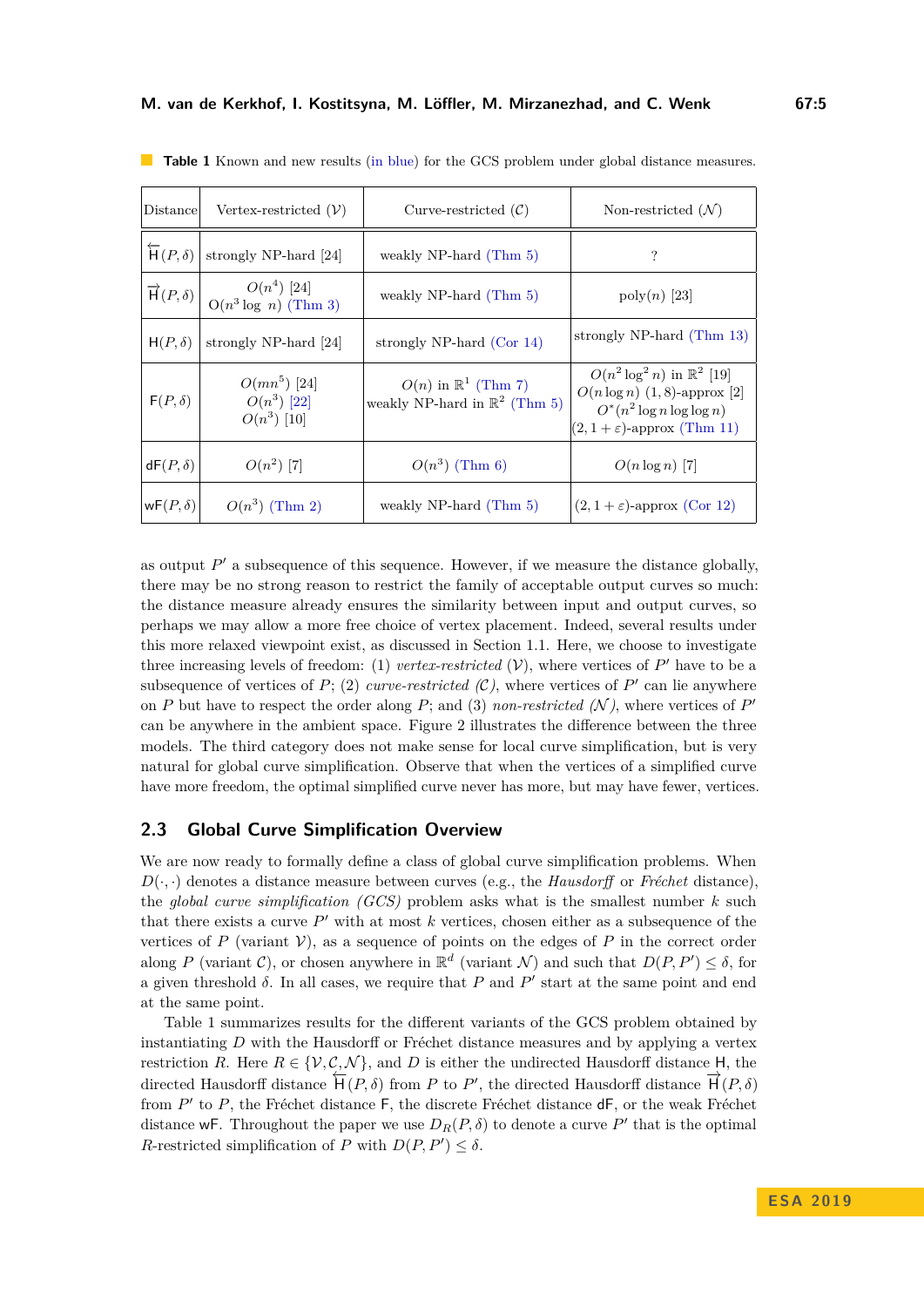**Table 1** Known and new results (in blue) for the GCS problem under global distance measures.

| Distance | Vertex-restricted ($\mathcal{V}$) | Curve-restricted ($\mathcal{C}$) | Non-restricted ($\mathcal{N}$) |
|---|---|---|---|
| $\overleftarrow{\mathsf{H}}(P,\delta)$ | strongly NP-hard [24] | weakly NP-hard (Thm 5) | ? |
| $\overrightarrow{\mathsf{H}}(P,\delta)$ | $O(n^4)$ [24] <br> $O(n^3 \log n)$ (Thm 3) | weakly NP-hard (Thm 5) | poly($n$) [23] |
| $\mathsf{H}(P,\delta)$ | strongly NP-hard [24] | strongly NP-hard (Cor 14) | strongly NP-hard (Thm 13) |
| $\mathsf{F}(P,\delta)$ | $O(mn^5)$ [24] <br> $O(n^3)$ [22] <br> $O(n^3)$ [10] | $O(n)$ in $\mathbb{R}^1$ (Thm 7) <br> weakly NP-hard in $\mathbb{R}^2$ (Thm 5) | $O(n^2 \log^2 n)$ in $\mathbb{R}^2$ [19] <br> $O(n \log n)$ $(1, 8)$-approx [2] <br> $O^*(n^2 \log n \log \log n)$ <br> $(2, 1+\varepsilon)$-approx (Thm 11) |
| $\mathsf{dF}(P,\delta)$ | $O(n^2)$ [7] | $O(n^3)$ (Thm 6) | $O(n \log n)$ [7] |
| $\mathsf{wF}(P,\delta)$ | $O(n^3)$ (Thm 2) | weakly NP-hard (Thm 5) | $(2, 1+\varepsilon)$-approx (Cor 12) |

as output $P'$ a subsequence of this sequence. However, if we measure the distance globally, there may be no strong reason to restrict the family of acceptable output curves so much: the distance measure already ensures the similarity between input and output curves, so perhaps we may allow a more free choice of vertex placement. Indeed, several results under this more relaxed viewpoint exist, as discussed in Section 1.1. Here, we choose to investigate three increasing levels of freedom: (1) *vertex-restricted* ($\mathcal{V}$), where vertices of $P'$ have to be a subsequence of vertices of $P$; (2) *curve-restricted* ($\mathcal{C}$), where vertices of $P'$ can lie anywhere on $P$ but have to respect the order along $P$; and (3) *non-restricted* ($\mathcal{N}$), where vertices of $P'$ can be anywhere in the ambient space. Figure 2 illustrates the difference between the three models. The third category does not make sense for local curve simplification, but is very natural for global curve simplification. Observe that when the vertices of a simplified curve have more freedom, the optimal simplified curve never has more, but may have fewer, vertices.

## 2.3 Global Curve Simplification Overview

We are now ready to formally define a class of global curve simplification problems. When $D(\cdot,\cdot)$ denotes a distance measure between curves (e.g., the *Hausdorff* or *Fréchet* distance), the *global curve simplification (GCS)* problem asks what is the smallest number $k$ such that there exists a curve $P'$ with at most $k$ vertices, chosen either as a subsequence of the vertices of $P$ (variant $\mathcal{V}$), as a sequence of points on the edges of $P$ in the correct order along $P$ (variant $\mathcal{C}$), or chosen anywhere in $\mathbb{R}^d$ (variant $\mathcal{N}$) and such that $D(P,P') \leq \delta$, for a given threshold $\delta$. In all cases, we require that $P$ and $P'$ start at the same point and end at the same point.

Table 1 summarizes results for the different variants of the GCS problem obtained by instantiating $D$ with the Hausdorff or Fréchet distance measures and by applying a vertex restriction $R$. Here $R \in \{\mathcal{V}, \mathcal{C}, \mathcal{N}\}$, and $D$ is either the undirected Hausdorff distance $\mathsf{H}$, the directed Hausdorff distance $\overleftarrow{\mathsf{H}}(P,\delta)$ from $P$ to $P'$, the directed Hausdorff distance $\overrightarrow{\mathsf{H}}(P,\delta)$ from $P'$ to $P$, the Fréchet distance $\mathsf{F}$, the discrete Fréchet distance $\mathsf{dF}$, or the weak Fréchet distance $\mathsf{wF}$. Throughout the paper we use $D_R(P,\delta)$ to denote a curve $P'$ that is the optimal $R$-restricted simplification of $P$ with $D(P,P') \leq \delta$.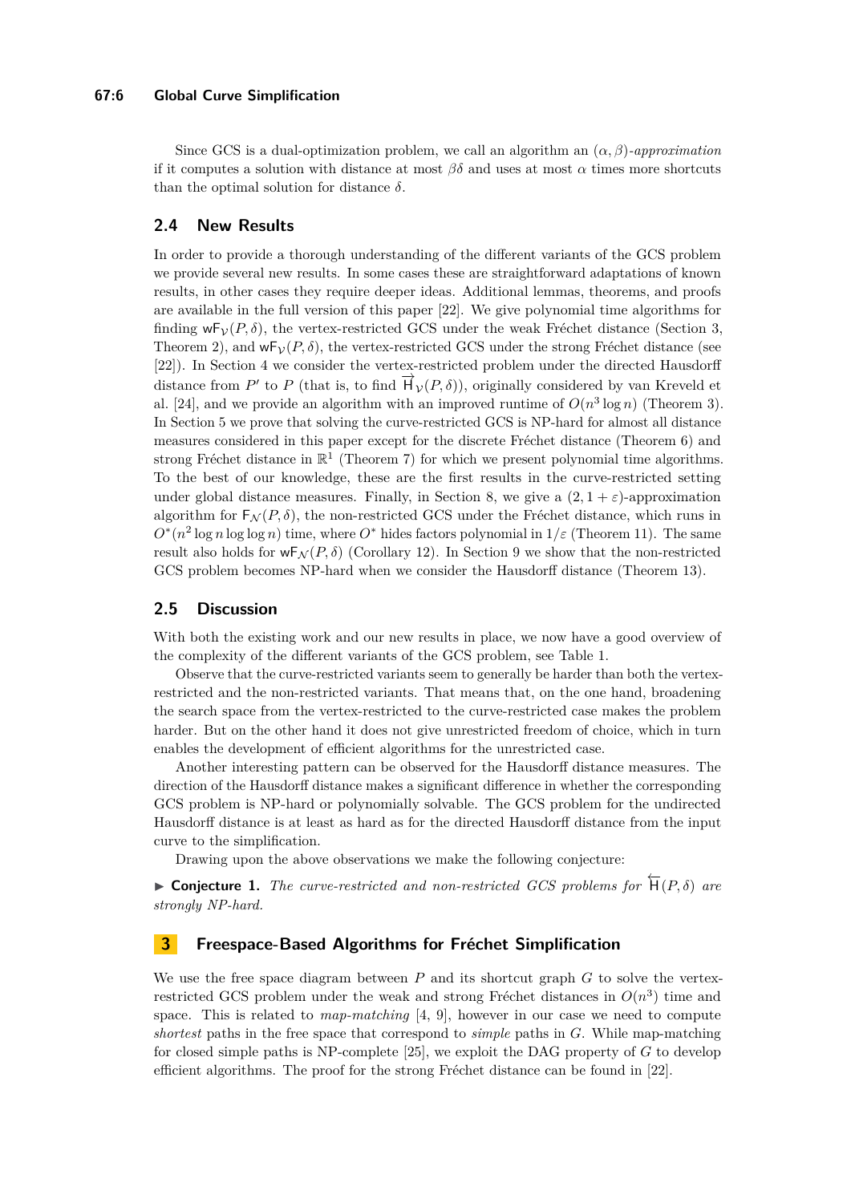Since GCS is a dual-optimization problem, we call an algorithm an $(\alpha, \beta)$-*approximation* if it computes a solution with distance at most $\beta\delta$ and uses at most $\alpha$ times more shortcuts than the optimal solution for distance $\delta$.

## 2.4 New Results

In order to provide a thorough understanding of the different variants of the GCS problem we provide several new results. In some cases these are straightforward adaptations of known results, in other cases they require deeper ideas. Additional lemmas, theorems, and proofs are available in the full version of this paper [22]. We give polynomial time algorithms for finding $\mathsf{wF}_{\mathcal{V}}(P, \delta)$, the vertex-restricted GCS under the weak Fréchet distance (Section 3, Theorem 2), and $\mathsf{wF}_{\mathcal{V}}(P, \delta)$, the vertex-restricted GCS under the strong Fréchet distance (see [22]). In Section 4 we consider the vertex-restricted problem under the directed Hausdorff distance from $P'$ to $P$ (that is, to find $\overrightarrow{\mathsf{H}}_{\mathcal{V}}(P, \delta)$), originally considered by van Kreveld et al. [24], and we provide an algorithm with an improved runtime of $O(n^3 \log n)$ (Theorem 3). In Section 5 we prove that solving the curve-restricted GCS is NP-hard for almost all distance measures considered in this paper except for the discrete Fréchet distance (Theorem 6) and strong Fréchet distance in $\mathbb{R}^1$ (Theorem 7) for which we present polynomial time algorithms. To the best of our knowledge, these are the first results in the curve-restricted setting under global distance measures. Finally, in Section 8, we give a $(2, 1+\varepsilon)$-approximation algorithm for $\mathsf{F}_{\mathcal{N}}(P, \delta)$, the non-restricted GCS under the Fréchet distance, which runs in $O^*(n^2 \log n \log\log n)$ time, where $O^*$ hides factors polynomial in $1/\varepsilon$ (Theorem 11). The same result also holds for $\mathsf{wF}_{\mathcal{N}}(P, \delta)$ (Corollary 12). In Section 9 we show that the non-restricted GCS problem becomes NP-hard when we consider the Hausdorff distance (Theorem 13).

## 2.5 Discussion

With both the existing work and our new results in place, we now have a good overview of the complexity of the different variants of the GCS problem, see Table 1.

Observe that the curve-restricted variants seem to generally be harder than both the vertex-restricted and the non-restricted variants. That means that, on the one hand, broadening the search space from the vertex-restricted to the curve-restricted case makes the problem harder. But on the other hand it does not give unrestricted freedom of choice, which in turn enables the development of efficient algorithms for the unrestricted case.

Another interesting pattern can be observed for the Hausdorff distance measures. The direction of the Hausdorff distance makes a significant difference in whether the corresponding GCS problem is NP-hard or polynomially solvable. The GCS problem for the undirected Hausdorff distance is at least as hard as for the directed Hausdorff distance from the input curve to the simplification.

Drawing upon the above observations we make the following conjecture:

▶ **Conjecture 1.** *The curve-restricted and non-restricted GCS problems for* $\overleftarrow{\mathsf{H}}(P, \delta)$ *are strongly NP-hard.*

# 3 Freespace-Based Algorithms for Fréchet Simplification

We use the free space diagram between $P$ and its shortcut graph $G$ to solve the vertex-restricted GCS problem under the weak and strong Fréchet distances in $O(n^3)$ time and space. This is related to *map-matching* [4, 9], however in our case we need to compute *shortest* paths in the free space that correspond to *simple* paths in $G$. While map-matching for closed simple paths is NP-complete [25], we exploit the DAG property of $G$ to develop efficient algorithms. The proof for the strong Fréchet distance can be found in [22].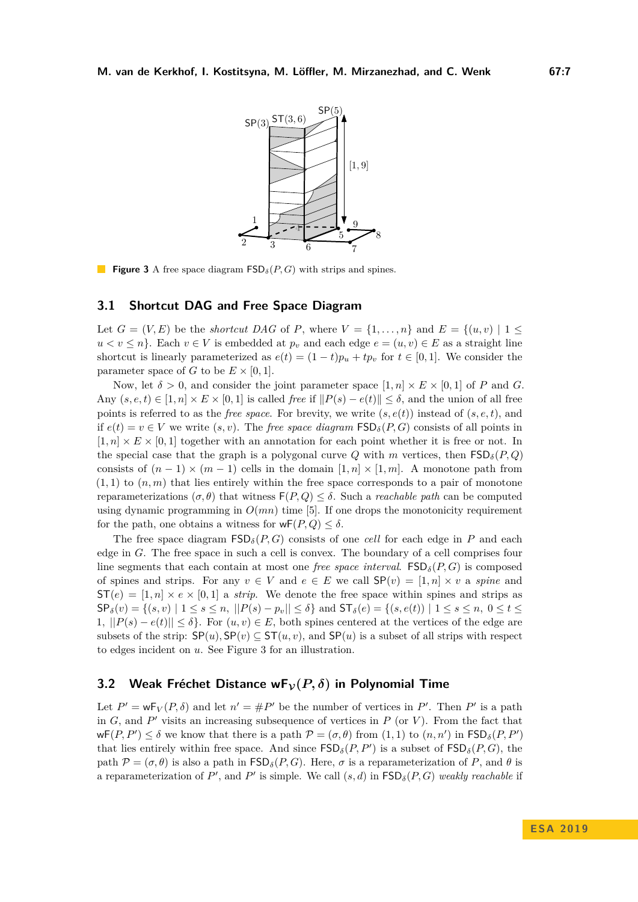**Figure 3** A free space diagram $\mathsf{FSD}_\delta(P, G)$ with strips and spines.

### 3.1 Shortcut DAG and Free Space Diagram

Let $G = (V, E)$ be the *shortcut DAG* of $P$, where $V = \{1, \ldots, n\}$ and $E = \{(u, v) \mid 1 \leq u < v \leq n\}$. Each $v \in V$ is embedded at $p_v$ and each edge $e = (u, v) \in E$ as a straight line shortcut is linearly parameterized as $e(t) = (1-t)p_u + tp_v$ for $t \in [0, 1]$. We consider the parameter space of $G$ to be $E \times [0, 1]$.

Now, let $\delta > 0$, and consider the joint parameter space $[1, n] \times E \times [0, 1]$ of $P$ and $G$. Any $(s, e, t) \in [1, n] \times E \times [0, 1]$ is called *free* if $\|P(s) - e(t)\| \leq \delta$, and the union of all free points is referred to as the *free space*. For brevity, we write $(s, e(t))$ instead of $(s, e, t)$, and if $e(t) = v \in V$ we write $(s, v)$. The *free space diagram* $\mathsf{FSD}_\delta(P, G)$ consists of all points in $[1, n] \times E \times [0, 1]$ together with an annotation for each point whether it is free or not. In the special case that the graph is a polygonal curve $Q$ with $m$ vertices, then $\mathsf{FSD}_\delta(P, Q)$ consists of $(n-1) \times (m-1)$ cells in the domain $[1, n] \times [1, m]$. A monotone path from $(1, 1)$ to $(n, m)$ that lies entirely within the free space corresponds to a pair of monotone reparameterizations $(\sigma, \theta)$ that witness $\mathsf{F}(P, Q) \leq \delta$. Such a *reachable path* can be computed using dynamic programming in $O(mn)$ time [5]. If one drops the monotonicity requirement for the path, one obtains a witness for $\mathsf{wF}(P, Q) \leq \delta$.

The free space diagram $\mathsf{FSD}_\delta(P, G)$ consists of one *cell* for each edge in $P$ and each edge in $G$. The free space in such a cell is convex. The boundary of a cell comprises four line segments that each contain at most one *free space interval*. $\mathsf{FSD}_\delta(P, G)$ is composed of spines and strips. For any $v \in V$ and $e \in E$ we call $\mathsf{SP}(v) = [1, n] \times v$ a *spine* and $\mathsf{ST}(e) = [1, n] \times e \times [0, 1]$ a *strip*. We denote the free space within spines and strips as $\mathsf{SP}_\delta(v) = \{(s, v) \mid 1 \leq s \leq n, \ ||P(s) - p_v|| \leq \delta\}$ and $\mathsf{ST}_\delta(e) = \{(s, e(t)) \mid 1 \leq s \leq n, \ 0 \leq t \leq 1, \ ||P(s) - e(t)|| \leq \delta\}$. For $(u, v) \in E$, both spines centered at the vertices of the edge are subsets of the strip: $\mathsf{SP}(u), \mathsf{SP}(v) \subseteq \mathsf{ST}(u, v)$, and $\mathsf{SP}(u)$ is a subset of all strips with respect to edges incident on $u$. See Figure 3 for an illustration.

### 3.2 Weak Fréchet Distance $\mathsf{wF}_\mathcal{V}(P, \delta)$ in Polynomial Time

Let $P' = \mathsf{wF}_V(P, \delta)$ and let $n' = \#P'$ be the number of vertices in $P'$. Then $P'$ is a path in $G$, and $P'$ visits an increasing subsequence of vertices in $P$ (or $V$). From the fact that $\mathsf{wF}(P, P') \leq \delta$ we know that there is a path $\mathcal{P} = (\sigma, \theta)$ from $(1, 1)$ to $(n, n')$ in $\mathsf{FSD}_\delta(P, P')$ that lies entirely within free space. And since $\mathsf{FSD}_\delta(P, P')$ is a subset of $\mathsf{FSD}_\delta(P, G)$, the path $\mathcal{P} = (\sigma, \theta)$ is also a path in $\mathsf{FSD}_\delta(P, G)$. Here, $\sigma$ is a reparameterization of $P$, and $\theta$ is a reparameterization of $P'$, and $P'$ is simple. We call $(s, d)$ in $\mathsf{FSD}_\delta(P, G)$ *weakly reachable* if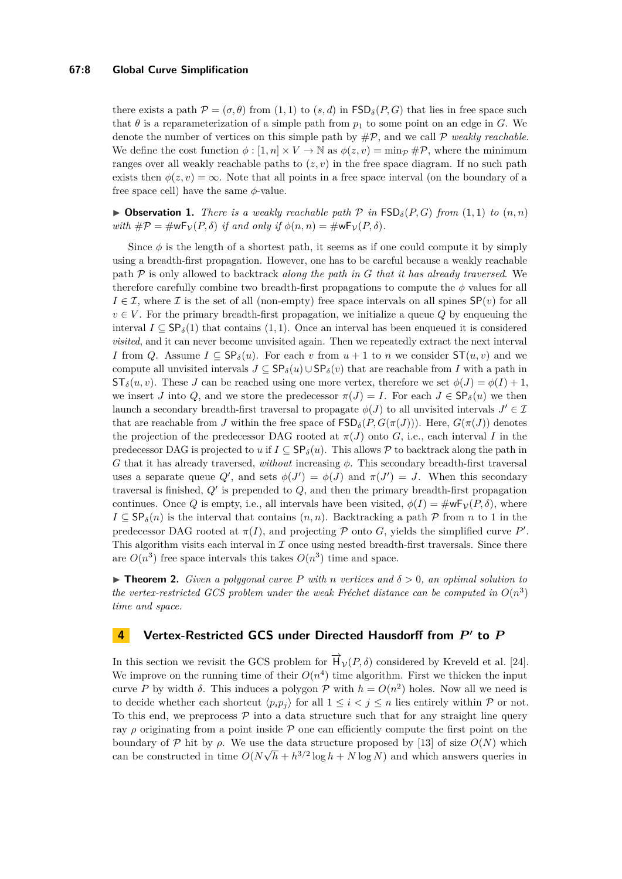there exists a path $\mathcal{P} = (\sigma, \theta)$ from $(1, 1)$ to $(s, d)$ in $\mathsf{FSD}_\delta(P, G)$ that lies in free space such that $\theta$ is a reparameterization of a simple path from $p_1$ to some point on an edge in $G$. We denote the number of vertices on this simple path by $\#\mathcal{P}$, and we call $\mathcal{P}$ *weakly reachable*. We define the cost function $\phi : [1, n] \times V \to \mathbb{N}$ as $\phi(z, v) = \min_{\mathcal{P}} \#\mathcal{P}$, where the minimum ranges over all weakly reachable paths to $(z, v)$ in the free space diagram. If no such path exists then $\phi(z, v) = \infty$. Note that all points in a free space interval (on the boundary of a free space cell) have the same $\phi$-value.

▶ **Observation 1.** *There is a weakly reachable path $\mathcal{P}$ in $\mathsf{FSD}_\delta(P, G)$ from $(1, 1)$ to $(n, n)$ with $\#\mathcal{P} = \#\mathsf{wF}_\mathcal{V}(P, \delta)$ if and only if $\phi(n, n) = \#\mathsf{wF}_\mathcal{V}(P, \delta)$.*

Since $\phi$ is the length of a shortest path, it seems as if one could compute it by simply using a breadth-first propagation. However, one has to be careful because a weakly reachable path $\mathcal{P}$ is only allowed to backtrack *along the path in $G$ that it has already traversed*. We therefore carefully combine two breadth-first propagations to compute the $\phi$ values for all $I \in \mathcal{I}$, where $\mathcal{I}$ is the set of all (non-empty) free space intervals on all spines $\mathsf{SP}(v)$ for all $v \in V$. For the primary breadth-first propagation, we initialize a queue $Q$ by enqueuing the interval $I \subseteq \mathsf{SP}_\delta(1)$ that contains $(1, 1)$. Once an interval has been enqueued it is considered *visited*, and it can never become unvisited again. Then we repeatedly extract the next interval $I$ from $Q$. Assume $I \subseteq \mathsf{SP}_\delta(u)$. For each $v$ from $u + 1$ to $n$ we consider $\mathsf{ST}(u, v)$ and we compute all unvisited intervals $J \subseteq \mathsf{SP}_\delta(u) \cup \mathsf{SP}_\delta(v)$ that are reachable from $I$ with a path in $\mathsf{ST}_\delta(u, v)$. These $J$ can be reached using one more vertex, therefore we set $\phi(J) = \phi(I) + 1$, we insert $J$ into $Q$, and we store the predecessor $\pi(J) = I$. For each $J \in \mathsf{SP}_\delta(u)$ we then launch a secondary breadth-first traversal to propagate $\phi(J)$ to all unvisited intervals $J' \in \mathcal{I}$ that are reachable from $J$ within the free space of $\mathsf{FSD}_\delta(P, G(\pi(J)))$. Here, $G(\pi(J))$ denotes the projection of the predecessor DAG rooted at $\pi(J)$ onto $G$, i.e., each interval $I$ in the predecessor DAG is projected to $u$ if $I \subseteq \mathsf{SP}_\delta(u)$. This allows $\mathcal{P}$ to backtrack along the path in $G$ that it has already traversed, *without* increasing $\phi$. This secondary breadth-first traversal uses a separate queue $Q'$, and sets $\phi(J') = \phi(J)$ and $\pi(J') = J$. When this secondary traversal is finished, $Q'$ is prepended to $Q$, and then the primary breadth-first propagation continues. Once $Q$ is empty, i.e., all intervals have been visited, $\phi(I) = \#\mathsf{wF}_\mathcal{V}(P, \delta)$, where $I \subseteq \mathsf{SP}_\delta(n)$ is the interval that contains $(n, n)$. Backtracking a path $\mathcal{P}$ from $n$ to 1 in the predecessor DAG rooted at $\pi(I)$, and projecting $\mathcal{P}$ onto $G$, yields the simplified curve $P'$. This algorithm visits each interval in $\mathcal{I}$ once using nested breadth-first traversals. Since there are $O(n^3)$ free space intervals this takes $O(n^3)$ time and space.

▶ **Theorem 2.** *Given a polygonal curve $P$ with $n$ vertices and $\delta > 0$, an optimal solution to the vertex-restricted GCS problem under the weak Fréchet distance can be computed in $O(n^3)$ time and space.*

## 4 Vertex-Restricted GCS under Directed Hausdorff from $P'$ to $P$

In this section we revisit the GCS problem for $\overrightarrow{\mathsf{H}}_\mathcal{V}(P, \delta)$ considered by Kreveld et al. [24]. We improve on the running time of their $O(n^4)$ time algorithm. First we thicken the input curve $P$ by width $\delta$. This induces a polygon $\mathcal{P}$ with $h = O(n^2)$ holes. Now all we need is to decide whether each shortcut $\langle p_i p_j \rangle$ for all $1 \le i < j \le n$ lies entirely within $\mathcal{P}$ or not. To this end, we preprocess $\mathcal{P}$ into a data structure such that for any straight line query ray $\rho$ originating from a point inside $\mathcal{P}$ one can efficiently compute the first point on the boundary of $\mathcal{P}$ hit by $\rho$. We use the data structure proposed by [13] of size $O(N)$ which can be constructed in time $O(N\sqrt{h} + h^{3/2} \log h + N \log N)$ and which answers queries in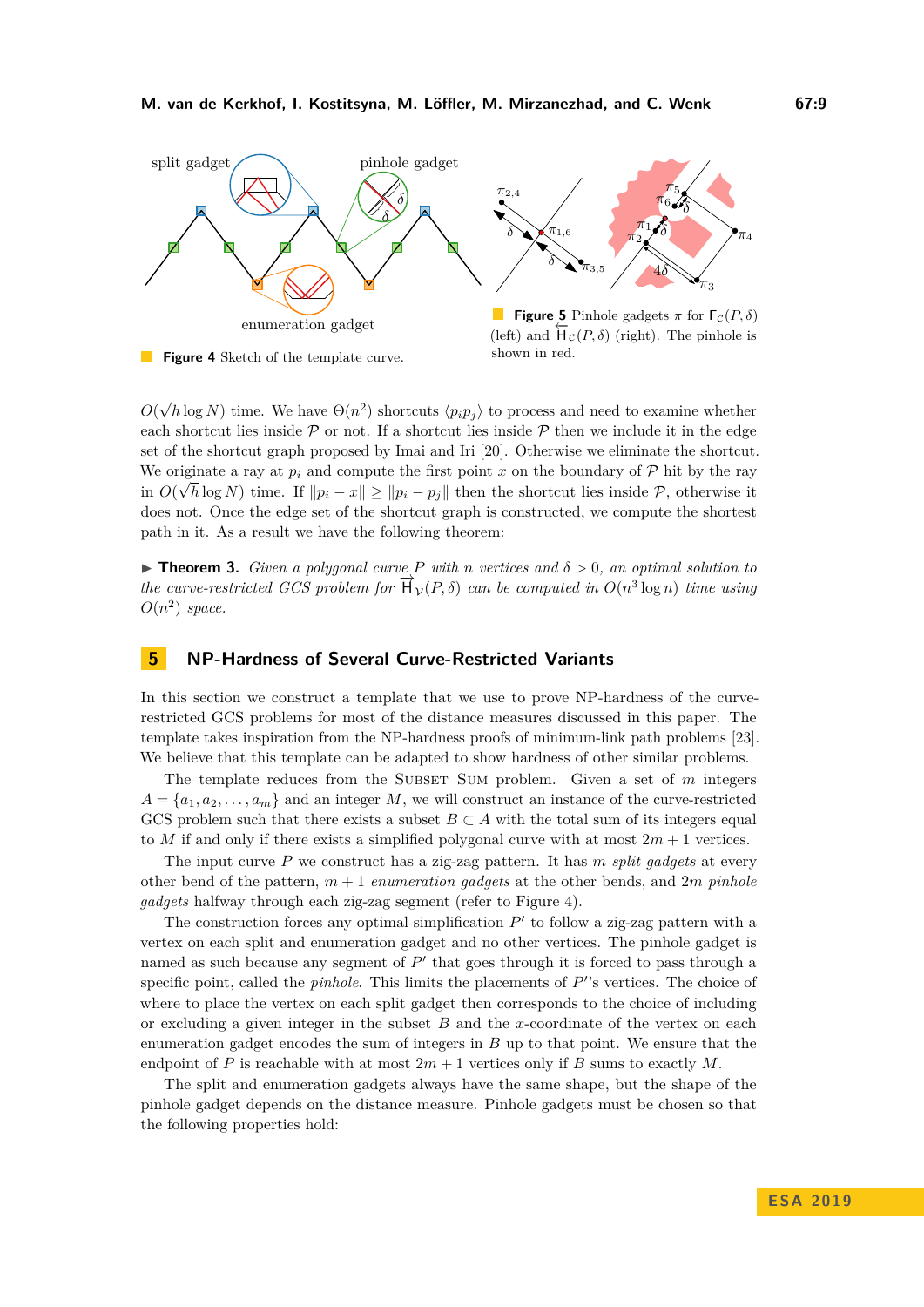Figure 4 Sketch of the template curve.

Figure 5 Pinhole gadgets $\pi$ for $\mathsf{F}_{\mathcal{C}}(P,\delta)$ (left) and $\overleftarrow{\mathsf{H}}_{\mathcal{C}}(P,\delta)$ (right). The pinhole is shown in red.

$O(\sqrt{h}\log N)$ time. We have $\Theta(n^2)$ shortcuts $\langle p_i p_j \rangle$ to process and need to examine whether each shortcut lies inside $\mathcal{P}$ or not. If a shortcut lies inside $\mathcal{P}$ then we include it in the edge set of the shortcut graph proposed by Imai and Iri [20]. Otherwise we eliminate the shortcut. We originate a ray at $p_i$ and compute the first point $x$ on the boundary of $\mathcal{P}$ hit by the ray in $O(\sqrt{h}\log N)$ time. If $\|p_i - x\| \geq \|p_i - p_j\|$ then the shortcut lies inside $\mathcal{P}$, otherwise it does not. Once the edge set of the shortcut graph is constructed, we compute the shortest path in it. As a result we have the following theorem:

▶ **Theorem 3.** *Given a polygonal curve $P$ with $n$ vertices and $\delta > 0$, an optimal solution to the curve-restricted GCS problem for $\overrightarrow{\mathsf{H}}_{\mathcal{V}}(P,\delta)$ can be computed in $O(n^3 \log n)$ time using $O(n^2)$ space.*

## 5 NP-Hardness of Several Curve-Restricted Variants

In this section we construct a template that we use to prove NP-hardness of the curve-restricted GCS problems for most of the distance measures discussed in this paper. The template takes inspiration from the NP-hardness proofs of minimum-link path problems [23]. We believe that this template can be adapted to show hardness of other similar problems.

The template reduces from the Subset Sum problem. Given a set of $m$ integers $A = \{a_1, a_2, \ldots, a_m\}$ and an integer $M$, we will construct an instance of the curve-restricted GCS problem such that there exists a subset $B \subset A$ with the total sum of its integers equal to $M$ if and only if there exists a simplified polygonal curve with at most $2m+1$ vertices.

The input curve $P$ we construct has a zig-zag pattern. It has $m$ *split gadgets* at every other bend of the pattern, $m+1$ *enumeration gadgets* at the other bends, and $2m$ *pinhole gadgets* halfway through each zig-zag segment (refer to Figure 4).

The construction forces any optimal simplification $P'$ to follow a zig-zag pattern with a vertex on each split and enumeration gadget and no other vertices. The pinhole gadget is named as such because any segment of $P'$ that goes through it is forced to pass through a specific point, called the *pinhole*. This limits the placements of $P'$'s vertices. The choice of where to place the vertex on each split gadget then corresponds to the choice of including or excluding a given integer in the subset $B$ and the $x$-coordinate of the vertex on each enumeration gadget encodes the sum of integers in $B$ up to that point. We ensure that the endpoint of $P$ is reachable with at most $2m+1$ vertices only if $B$ sums to exactly $M$.

The split and enumeration gadgets always have the same shape, but the shape of the pinhole gadget depends on the distance measure. Pinhole gadgets must be chosen so that the following properties hold: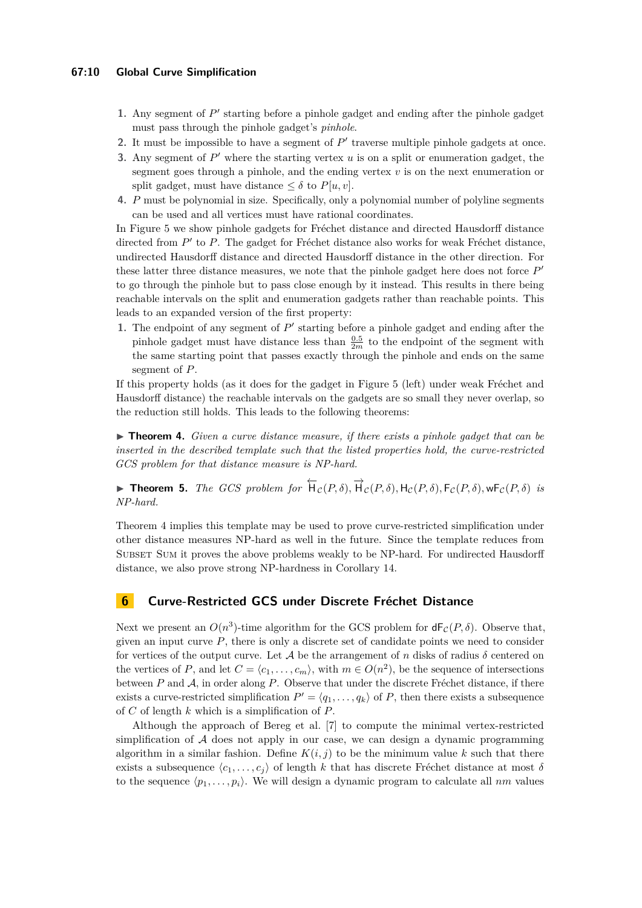1. Any segment of $P'$ starting before a pinhole gadget and ending after the pinhole gadget must pass through the pinhole gadget's *pinhole*.
2. It must be impossible to have a segment of $P'$ traverse multiple pinhole gadgets at once.
3. Any segment of $P'$ where the starting vertex $u$ is on a split or enumeration gadget, the segment goes through a pinhole, and the ending vertex $v$ is on the next enumeration or split gadget, must have distance $\leq \delta$ to $P[u, v]$.
4. $P$ must be polynomial in size. Specifically, only a polynomial number of polyline segments can be used and all vertices must have rational coordinates.

In Figure 5 we show pinhole gadgets for Fréchet distance and directed Hausdorff distance directed from $P'$ to $P$. The gadget for Fréchet distance also works for weak Fréchet distance, undirected Hausdorff distance and directed Hausdorff distance in the other direction. For these latter three distance measures, we note that the pinhole gadget here does not force $P'$ to go through the pinhole but to pass close enough by it instead. This results in there being reachable intervals on the split and enumeration gadgets rather than reachable points. This leads to an expanded version of the first property:

1. The endpoint of any segment of $P'$ starting before a pinhole gadget and ending after the pinhole gadget must have distance less than $\frac{0.5}{2m}$ to the endpoint of the segment with the same starting point that passes exactly through the pinhole and ends on the same segment of $P$.

If this property holds (as it does for the gadget in Figure 5 (left) under weak Fréchet and Hausdorff distance) the reachable intervals on the gadgets are so small they never overlap, so the reduction still holds. This leads to the following theorems:

▶ **Theorem 4.** *Given a curve distance measure, if there exists a pinhole gadget that can be inserted in the described template such that the listed properties hold, the curve-restricted GCS problem for that distance measure is NP-hard.*

▶ **Theorem 5.** *The GCS problem for* $\overleftarrow{\mathsf{H}}_{\mathcal{C}}(P,\delta)$, $\overrightarrow{\mathsf{H}}_{\mathcal{C}}(P,\delta)$, $\mathsf{H}_{\mathcal{C}}(P,\delta)$, $\mathsf{F}_{\mathcal{C}}(P,\delta)$, $\mathsf{wF}_{\mathcal{C}}(P,\delta)$ *is NP-hard.*

Theorem 4 implies this template may be used to prove curve-restricted simplification under other distance measures NP-hard as well in the future. Since the template reduces from Subset Sum it proves the above problems weakly to be NP-hard. For undirected Hausdorff distance, we also prove strong NP-hardness in Corollary 14.

## 6 Curve-Restricted GCS under Discrete Fréchet Distance

Next we present an $O(n^3)$-time algorithm for the GCS problem for $\mathsf{dF}_{\mathcal{C}}(P,\delta)$. Observe that, given an input curve $P$, there is only a discrete set of candidate points we need to consider for vertices of the output curve. Let $\mathcal{A}$ be the arrangement of $n$ disks of radius $\delta$ centered on the vertices of $P$, and let $C = \langle c_1, \ldots, c_m \rangle$, with $m \in O(n^2)$, be the sequence of intersections between $P$ and $\mathcal{A}$, in order along $P$. Observe that under the discrete Fréchet distance, if there exists a curve-restricted simplification $P' = \langle q_1, \ldots, q_k \rangle$ of $P$, then there exists a subsequence of $C$ of length $k$ which is a simplification of $P$.

Although the approach of Bereg et al. [7] to compute the minimal vertex-restricted simplification of $\mathcal{A}$ does not apply in our case, we can design a dynamic programming algorithm in a similar fashion. Define $K(i, j)$ to be the minimum value $k$ such that there exists a subsequence $\langle c_1, \ldots, c_j \rangle$ of length $k$ that has discrete Fréchet distance at most $\delta$ to the sequence $\langle p_1, \ldots, p_i \rangle$. We will design a dynamic program to calculate all $nm$ values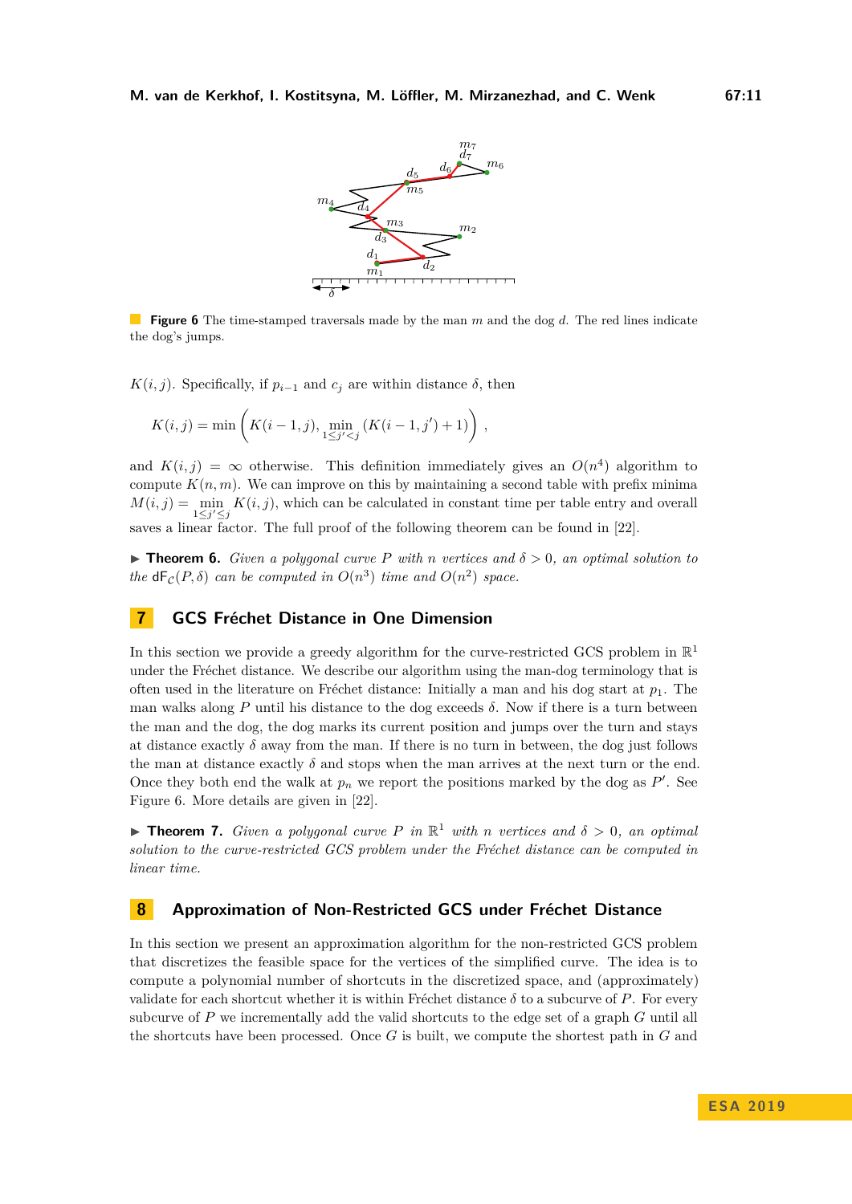**Figure 6** The time-stamped traversals made by the man $m$ and the dog $d$. The red lines indicate the dog's jumps.

$K(i, j)$. Specifically, if $p_{i-1}$ and $c_j$ are within distance $\delta$, then

$$K(i,j) = \min\left( K(i-1,j), \min_{1 \le j' < j} (K(i-1,j') + 1) \right),$$

and $K(i,j) = \infty$ otherwise. This definition immediately gives an $O(n^4)$ algorithm to compute $K(n,m)$. We can improve on this by maintaining a second table with prefix minima $M(i,j) = \min_{1 \le j' \le j} K(i,j)$, which can be calculated in constant time per table entry and overall saves a linear factor. The full proof of the following theorem can be found in [22].

▶ **Theorem 6.** *Given a polygonal curve $P$ with $n$ vertices and $\delta > 0$, an optimal solution to the $\mathsf{dF}_{\mathcal{C}}(P, \delta)$ can be computed in $O(n^3)$ time and $O(n^2)$ space.*

## 7 GCS Fréchet Distance in One Dimension

In this section we provide a greedy algorithm for the curve-restricted GCS problem in $\mathbb{R}^1$ under the Fréchet distance. We describe our algorithm using the man-dog terminology that is often used in the literature on Fréchet distance: Initially a man and his dog start at $p_1$. The man walks along $P$ until his distance to the dog exceeds $\delta$. Now if there is a turn between the man and the dog, the dog marks its current position and jumps over the turn and stays at distance exactly $\delta$ away from the man. If there is no turn in between, the dog just follows the man at distance exactly $\delta$ and stops when the man arrives at the next turn or the end. Once they both end the walk at $p_n$ we report the positions marked by the dog as $P'$. See Figure 6. More details are given in [22].

▶ **Theorem 7.** *Given a polygonal curve $P$ in $\mathbb{R}^1$ with $n$ vertices and $\delta > 0$, an optimal solution to the curve-restricted GCS problem under the Fréchet distance can be computed in linear time.*

## 8 Approximation of Non-Restricted GCS under Fréchet Distance

In this section we present an approximation algorithm for the non-restricted GCS problem that discretizes the feasible space for the vertices of the simplified curve. The idea is to compute a polynomial number of shortcuts in the discretized space, and (approximately) validate for each shortcut whether it is within Fréchet distance $\delta$ to a subcurve of $P$. For every subcurve of $P$ we incrementally add the valid shortcuts to the edge set of a graph $G$ until all the shortcuts have been processed. Once $G$ is built, we compute the shortest path in $G$ and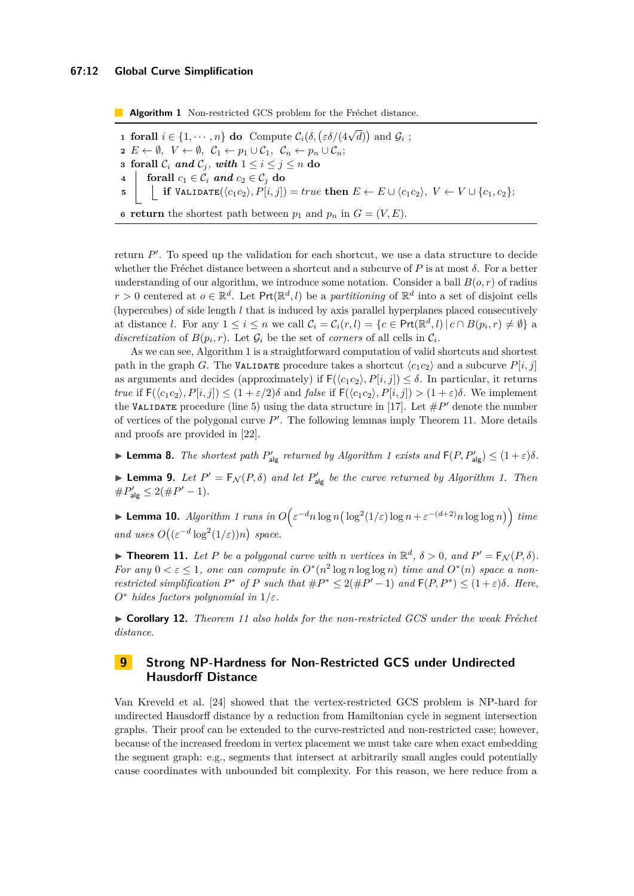**Algorithm 1** Non-restricted GCS problem for the Fréchet distance.

```
1 forall i ∈ {1, ···, n} do  Compute C_i(δ, (εδ/(4√d))) and G_i ;
2 E ← ∅,  V ← ∅,  C_1 ← p_1 ∪ C_1,  C_n ← p_n ∪ C_n;
3 forall C_i and C_j, with 1 ≤ i ≤ j ≤ n do
4   forall c_1 ∈ C_i and c_2 ∈ C_j do
5     if VALIDATE(⟨c_1c_2⟩, P[i, j]) = true then E ← E ∪ ⟨c_1c_2⟩, V ← V ∪ {c_1, c_2};
6 return the shortest path between p_1 and p_n in G = (V, E).
```

return $P'$. To speed up the validation for each shortcut, we use a data structure to decide whether the Fréchet distance between a shortcut and a subcurve of $P$ is at most $\delta$. For a better understanding of our algorithm, we introduce some notation. Consider a ball $B(o, r)$ of radius $r > 0$ centered at $o \in \mathbb{R}^d$. Let $\mathsf{Prt}(\mathbb{R}^d, l)$ be a *partitioning* of $\mathbb{R}^d$ into a set of disjoint cells (hypercubes) of side length $l$ that is induced by axis parallel hyperplanes placed consecutively at distance $l$. For any $1 \leq i \leq n$ we call $\mathcal{C}_i = \mathcal{C}_i(r, l) = \{c \in \mathsf{Prt}(\mathbb{R}^d, l) \mid c \cap B(p_i, r) \neq \emptyset\}$ a *discretization* of $B(p_i, r)$. Let $\mathcal{G}_i$ be the set of *corners* of all cells in $\mathcal{C}_i$.

As we can see, Algorithm 1 is a straightforward computation of valid shortcuts and shortest path in the graph $G$. The VALIDATE procedure takes a shortcut $\langle c_1 c_2 \rangle$ and a subcurve $P[i, j]$ as arguments and decides (approximately) if $\mathsf{F}(\langle c_1 c_2 \rangle, P[i, j]) \leq \delta$. In particular, it returns *true* if $\mathsf{F}(\langle c_1 c_2 \rangle, P[i, j]) \leq (1 + \varepsilon/2)\delta$ and *false* if $\mathsf{F}(\langle c_1 c_2 \rangle, P[i, j]) > (1 + \varepsilon)\delta$. We implement the VALIDATE procedure (line 5) using the data structure in [17]. Let $\#P'$ denote the number of vertices of the polygonal curve $P'$. The following lemmas imply Theorem 11. More details and proofs are provided in [22].

▶ **Lemma 8.** *The shortest path $P'_{\mathsf{alg}}$ returned by Algorithm 1 exists and $\mathsf{F}(P, P'_{\mathsf{alg}}) \leq (1 + \varepsilon)\delta$.*

▶ **Lemma 9.** *Let $P' = \mathsf{F}_{\mathcal{N}}(P, \delta)$ and let $P'_{\mathsf{alg}}$ be the curve returned by Algorithm 1. Then $\#P'_{\mathsf{alg}} \leq 2(\#P' - 1)$.*

▶ **Lemma 10.** *Algorithm 1 runs in $O\Big(\varepsilon^{-d} n \log n \big(\log^2(1/\varepsilon) \log n + \varepsilon^{-(d+2)} n \log \log n\big)\Big)$ time and uses $O\big((\varepsilon^{-d} \log^2(1/\varepsilon))n\big)$ space.*

▶ **Theorem 11.** *Let $P$ be a polygonal curve with $n$ vertices in $\mathbb{R}^d$, $\delta > 0$, and $P' = \mathsf{F}_{\mathcal{N}}(P, \delta)$. For any $0 < \varepsilon \leq 1$, one can compute in $O^*(n^2 \log n \log \log n)$ time and $O^*(n)$ space a non-restricted simplification $P^*$ of $P$ such that $\#P^* \leq 2(\#P' - 1)$ and $\mathsf{F}(P, P^*) \leq (1 + \varepsilon)\delta$. Here, $O^*$ hides factors polynomial in $1/\varepsilon$.*

▶ **Corollary 12.** *Theorem 11 also holds for the non-restricted GCS under the weak Fréchet distance.*

## 9 Strong NP-Hardness for Non-Restricted GCS under Undirected Hausdorff Distance

Van Kreveld et al. [24] showed that the vertex-restricted GCS problem is NP-hard for undirected Hausdorff distance by a reduction from Hamiltonian cycle in segment intersection graphs. Their proof can be extended to the curve-restricted and non-restricted case; however, because of the increased freedom in vertex placement we must take care when exact embedding the segment graph: e.g., segments that intersect at arbitrarily small angles could potentially cause coordinates with unbounded bit complexity. For this reason, we here reduce from a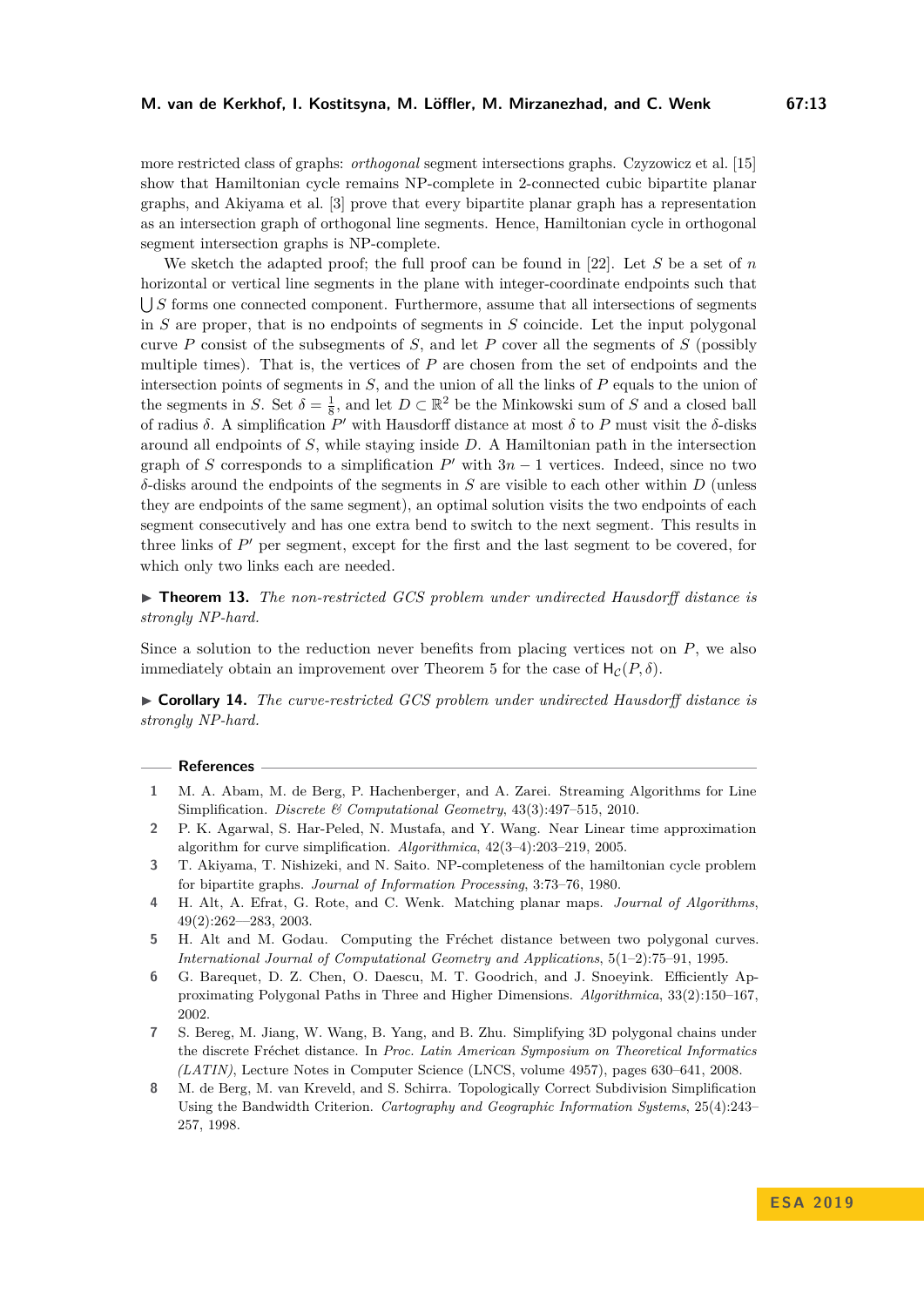more restricted class of graphs: *orthogonal* segment intersections graphs. Czyzowicz et al. [15] show that Hamiltonian cycle remains NP-complete in 2-connected cubic bipartite planar graphs, and Akiyama et al. [3] prove that every bipartite planar graph has a representation as an intersection graph of orthogonal line segments. Hence, Hamiltonian cycle in orthogonal segment intersection graphs is NP-complete.

We sketch the adapted proof; the full proof can be found in [22]. Let $S$ be a set of $n$ horizontal or vertical line segments in the plane with integer-coordinate endpoints such that $\bigcup S$ forms one connected component. Furthermore, assume that all intersections of segments in $S$ are proper, that is no endpoints of segments in $S$ coincide. Let the input polygonal curve $P$ consist of the subsegments of $S$, and let $P$ cover all the segments of $S$ (possibly multiple times). That is, the vertices of $P$ are chosen from the set of endpoints and the intersection points of segments in $S$, and the union of all the links of $P$ equals to the union of the segments in $S$. Set $\delta = \frac{1}{8}$, and let $D \subset \mathbb{R}^2$ be the Minkowski sum of $S$ and a closed ball of radius $\delta$. A simplification $P'$ with Hausdorff distance at most $\delta$ to $P$ must visit the $\delta$-disks around all endpoints of $S$, while staying inside $D$. A Hamiltonian path in the intersection graph of $S$ corresponds to a simplification $P'$ with $3n - 1$ vertices. Indeed, since no two $\delta$-disks around the endpoints of the segments in $S$ are visible to each other within $D$ (unless they are endpoints of the same segment), an optimal solution visits the two endpoints of each segment consecutively and has one extra bend to switch to the next segment. This results in three links of $P'$ per segment, except for the first and the last segment to be covered, for which only two links each are needed.

▶ **Theorem 13.** *The non-restricted GCS problem under undirected Hausdorff distance is strongly NP-hard.*

Since a solution to the reduction never benefits from placing vertices not on $P$, we also immediately obtain an improvement over Theorem 5 for the case of $\mathsf{H}_{\mathcal{C}}(P, \delta)$.

▶ **Corollary 14.** *The curve-restricted GCS problem under undirected Hausdorff distance is strongly NP-hard.*

## References

1. M. A. Abam, M. de Berg, P. Hachenberger, and A. Zarei. Streaming Algorithms for Line Simplification. *Discrete & Computational Geometry*, 43(3):497–515, 2010.
2. P. K. Agarwal, S. Har-Peled, N. Mustafa, and Y. Wang. Near Linear time approximation algorithm for curve simplification. *Algorithmica*, 42(3–4):203–219, 2005.
3. T. Akiyama, T. Nishizeki, and N. Saito. NP-completeness of the hamiltonian cycle problem for bipartite graphs. *Journal of Information Processing*, 3:73–76, 1980.
4. H. Alt, A. Efrat, G. Rote, and C. Wenk. Matching planar maps. *Journal of Algorithms*, 49(2):262—283, 2003.
5. H. Alt and M. Godau. Computing the Fréchet distance between two polygonal curves. *International Journal of Computational Geometry and Applications*, 5(1–2):75–91, 1995.
6. G. Barequet, D. Z. Chen, O. Daescu, M. T. Goodrich, and J. Snoeyink. Efficiently Approximating Polygonal Paths in Three and Higher Dimensions. *Algorithmica*, 33(2):150–167, 2002.
7. S. Bereg, M. Jiang, W. Wang, B. Yang, and B. Zhu. Simplifying 3D polygonal chains under the discrete Fréchet distance. In *Proc. Latin American Symposium on Theoretical Informatics (LATIN)*, Lecture Notes in Computer Science (LNCS, volume 4957), pages 630–641, 2008.
8. M. de Berg, M. van Kreveld, and S. Schirra. Topologically Correct Subdivision Simplification Using the Bandwidth Criterion. *Cartography and Geographic Information Systems*, 25(4):243–257, 1998.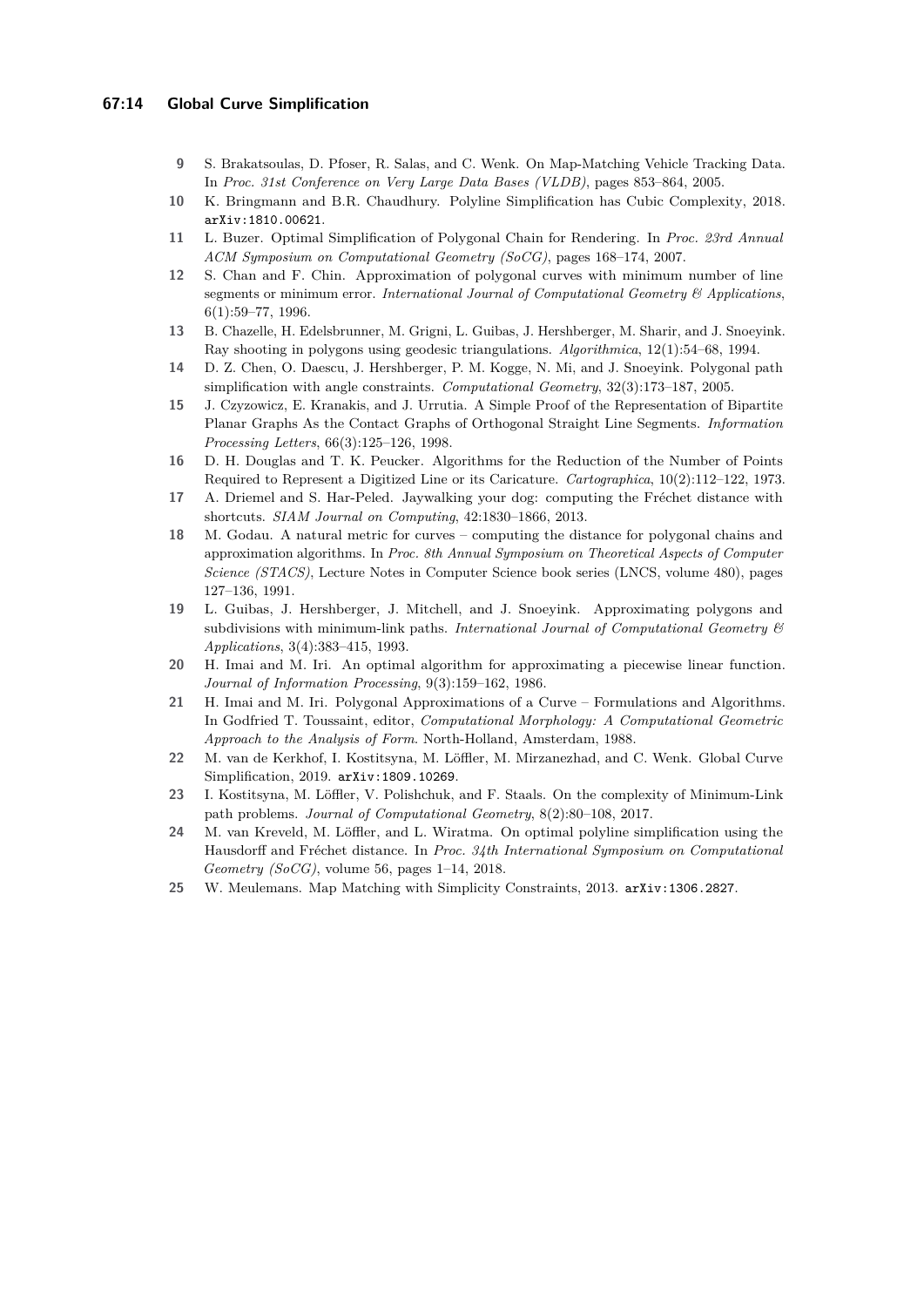9. S. Brakatsoulas, D. Pfoser, R. Salas, and C. Wenk. On Map-Matching Vehicle Tracking Data. In *Proc. 31st Conference on Very Large Data Bases (VLDB)*, pages 853–864, 2005.
10. K. Bringmann and B.R. Chaudhury. Polyline Simplification has Cubic Complexity, 2018. arXiv:1810.00621.
11. L. Buzer. Optimal Simplification of Polygonal Chain for Rendering. In *Proc. 23rd Annual ACM Symposium on Computational Geometry (SoCG)*, pages 168–174, 2007.
12. S. Chan and F. Chin. Approximation of polygonal curves with minimum number of line segments or minimum error. *International Journal of Computational Geometry & Applications*, 6(1):59–77, 1996.
13. B. Chazelle, H. Edelsbrunner, M. Grigni, L. Guibas, J. Hershberger, M. Sharir, and J. Snoeyink. Ray shooting in polygons using geodesic triangulations. *Algorithmica*, 12(1):54–68, 1994.
14. D. Z. Chen, O. Daescu, J. Hershberger, P. M. Kogge, N. Mi, and J. Snoeyink. Polygonal path simplification with angle constraints. *Computational Geometry*, 32(3):173–187, 2005.
15. J. Czyzowicz, E. Kranakis, and J. Urrutia. A Simple Proof of the Representation of Bipartite Planar Graphs As the Contact Graphs of Orthogonal Straight Line Segments. *Information Processing Letters*, 66(3):125–126, 1998.
16. D. H. Douglas and T. K. Peucker. Algorithms for the Reduction of the Number of Points Required to Represent a Digitized Line or its Caricature. *Cartographica*, 10(2):112–122, 1973.
17. A. Driemel and S. Har-Peled. Jaywalking your dog: computing the Fréchet distance with shortcuts. *SIAM Journal on Computing*, 42:1830–1866, 2013.
18. M. Godau. A natural metric for curves – computing the distance for polygonal chains and approximation algorithms. In *Proc. 8th Annual Symposium on Theoretical Aspects of Computer Science (STACS)*, Lecture Notes in Computer Science book series (LNCS, volume 480), pages 127–136, 1991.
19. L. Guibas, J. Hershberger, J. Mitchell, and J. Snoeyink. Approximating polygons and subdivisions with minimum-link paths. *International Journal of Computational Geometry & Applications*, 3(4):383–415, 1993.
20. H. Imai and M. Iri. An optimal algorithm for approximating a piecewise linear function. *Journal of Information Processing*, 9(3):159–162, 1986.
21. H. Imai and M. Iri. Polygonal Approximations of a Curve – Formulations and Algorithms. In Godfried T. Toussaint, editor, *Computational Morphology: A Computational Geometric Approach to the Analysis of Form*. North-Holland, Amsterdam, 1988.
22. M. van de Kerkhof, I. Kostitsyna, M. Löffler, M. Mirzanezhad, and C. Wenk. Global Curve Simplification, 2019. arXiv:1809.10269.
23. I. Kostitsyna, M. Löffler, V. Polishchuk, and F. Staals. On the complexity of Minimum-Link path problems. *Journal of Computational Geometry*, 8(2):80–108, 2017.
24. M. van Kreveld, M. Löffler, and L. Wiratma. On optimal polyline simplification using the Hausdorff and Fréchet distance. In *Proc. 34th International Symposium on Computational Geometry (SoCG)*, volume 56, pages 1–14, 2018.
25. W. Meulemans. Map Matching with Simplicity Constraints, 2013. arXiv:1306.2827.